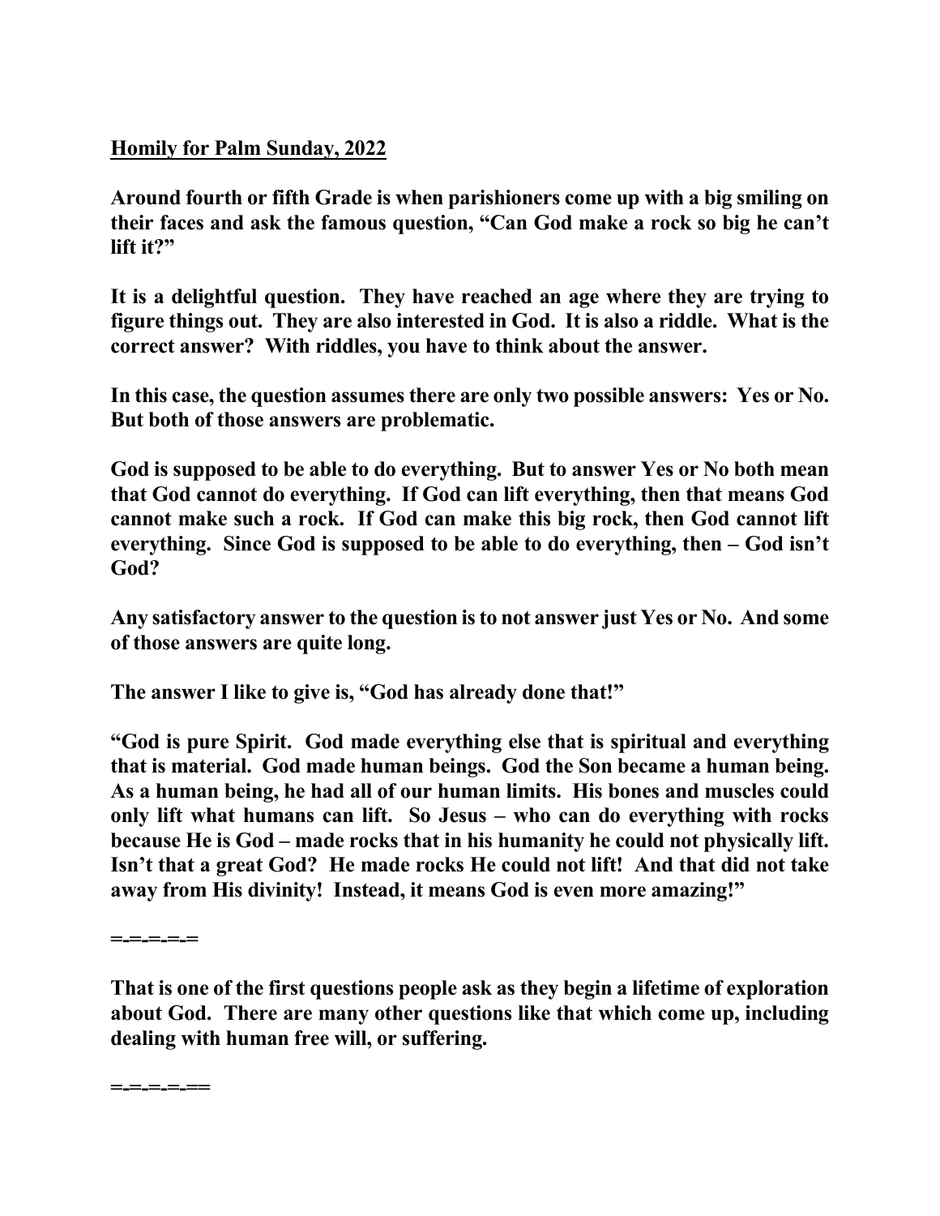**<u>Homily for Palm Sunday, 2022</u>**

**Around fourth or fifth Grade is when parishioners come up with a big smiling on their faces and ask the famous question, "Can God make a rock so big he can't lift it?"**

**It is a delightful question. They have reached an age where they are trying to figure things out. They are also interested in God. It is also a riddle. What is the correct answer? With riddles, you have to think about the answer.**

**In this case, the question assumes there are only two possible answers: Yes or No. But both of those answers are problematic.**

**God is supposed to be able to do everything. But to answer Yes or No both mean that God cannot do everything. If God can lift everything, then that means God cannot make such a rock. If God can make this big rock, then God cannot lift everything. Since God is supposed to be able to do everything, then – God isn't God?**

**Any satisfactory answer to the question is to not answer just Yes or No. And some of those answers are quite long.**

**The answer I like to give is, "God has already done that!"**

**"God is pure Spirit. God made everything else that is spiritual and everything that is material. God made human beings. God the Son became a human being. As a human being, he had all of our human limits. His bones and muscles could only lift what humans can lift. So Jesus – who can do everything with rocks because He is God – made rocks that in his humanity he could not physically lift. Isn't that a great God? He made rocks He could not lift! And that did not take away from His divinity! Instead, it means God is even more amazing!"**

**=-=-=-=-=**

**That is one of the first questions people ask as they begin a lifetime of exploration about God. There are many other questions like that which come up, including dealing with human free will, or suffering.**

**=-=-=-=-==**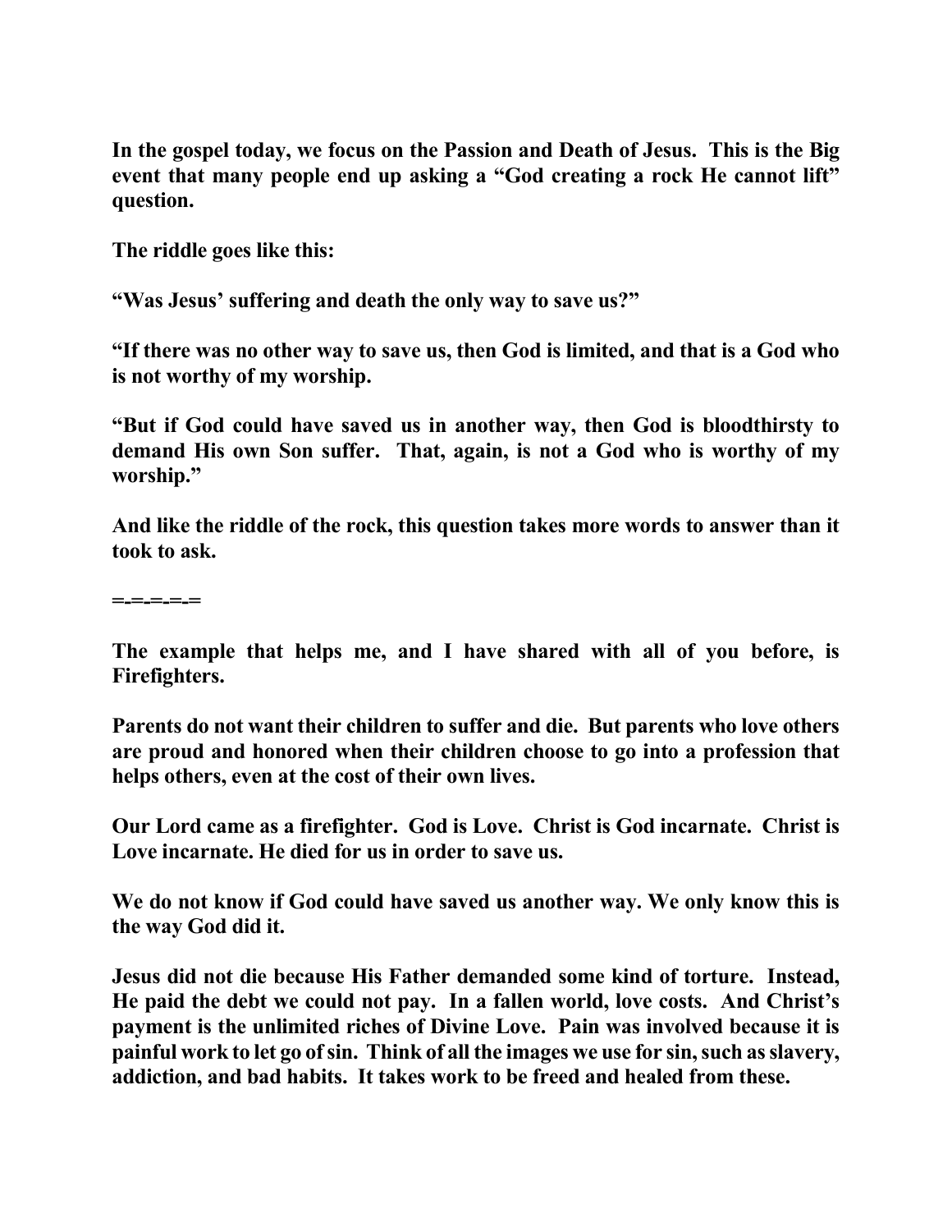**In the gospel today, we focus on the Passion and Death of Jesus. This is the Big event that many people end up asking a "God creating a rock He cannot lift" question.**

**The riddle goes like this:**

**"Was Jesus' suffering and death the only way to save us?"**

**"If there was no other way to save us, then God is limited, and that is a God who is not worthy of my worship.**

**"But if God could have saved us in another way, then God is bloodthirsty to demand His own Son suffer. That, again, is not a God who is worthy of my worship."**

**And like the riddle of the rock, this question takes more words to answer than it took to ask.**

**=-=-=-=-=**

**The example that helps me, and I have shared with all of you before, is Firefighters.**

**Parents do not want their children to suffer and die. But parents who love others are proud and honored when their children choose to go into a profession that helps others, even at the cost of their own lives.**

**Our Lord came as a firefighter. God is Love. Christ is God incarnate. Christ is Love incarnate. He died for us in order to save us.**

**We do not know if God could have saved us another way. We only know this is the way God did it.**

**Jesus did not die because His Father demanded some kind of torture. Instead, He paid the debt we could not pay. In a fallen world, love costs. And Christ's payment is the unlimited riches of Divine Love. Pain was involved because it is painful work to let go of sin. Think of all the images we use for sin, such as slavery, addiction, and bad habits. It takes work to be freed and healed from these.**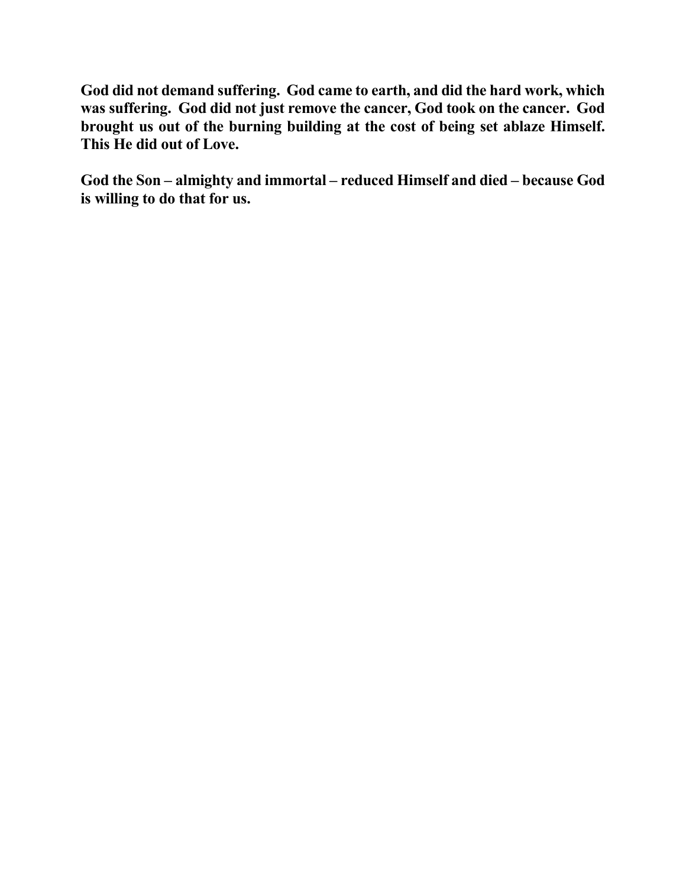**God did not demand suffering. God came to earth, and did the hard work, which was suffering. God did not just remove the cancer, God took on the cancer. God brought us out of the burning building at the cost of being set ablaze Himself. This He did out of Love.**

**God the Son – almighty and immortal – reduced Himself and died – because God is willing to do that for us.**